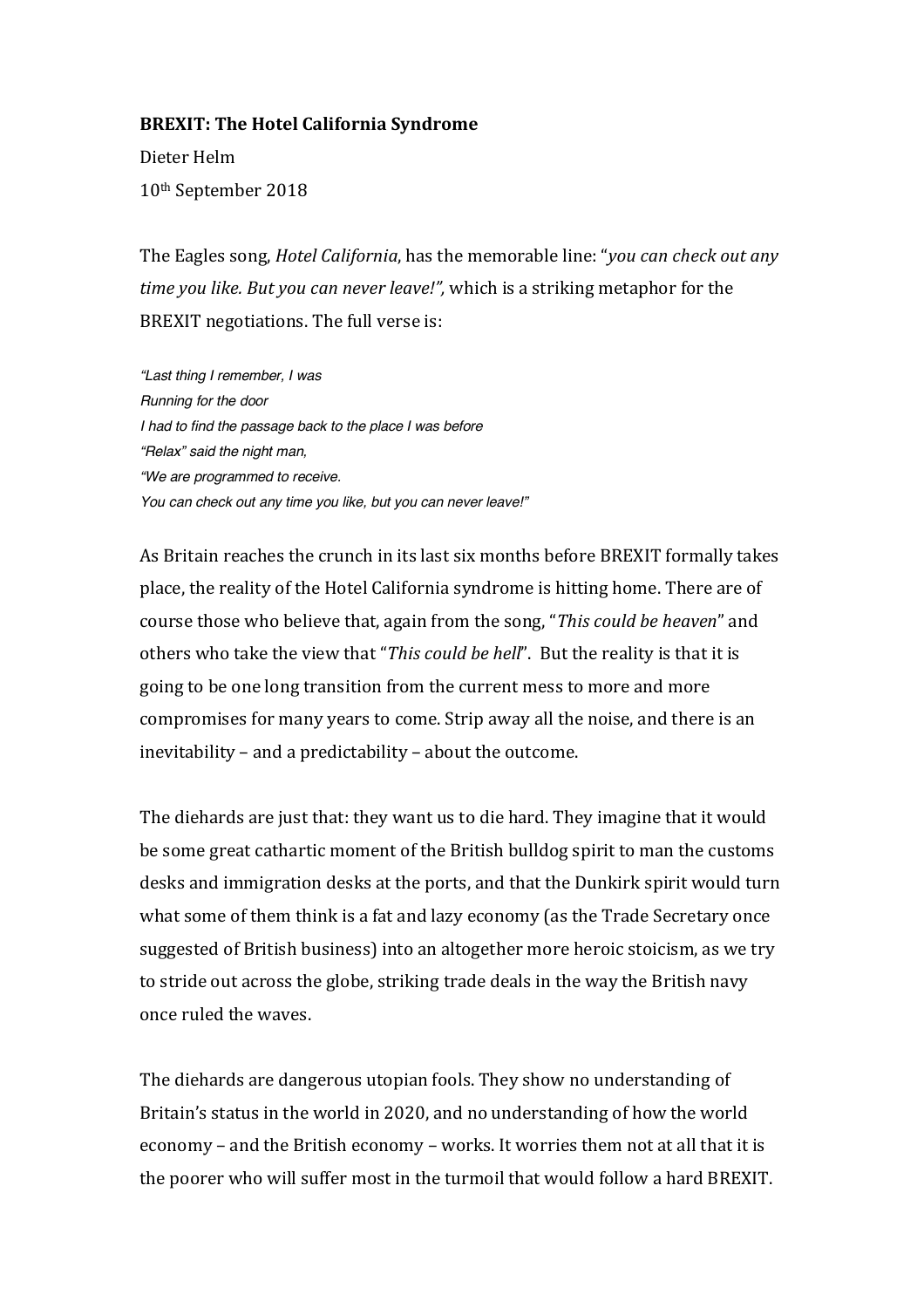**BREXIT: The Hotel California Syndrome**

Dieter Helm

10th September 2018

The Eagles song, *Hotel California*, has the memorable line: "*you can check out any time you like. But you can never leave!",* which is a striking metaphor for the BREXIT negotiations. The full verse is:

*"Last thing I remember, I was*
*Running for the door*
*I had to find the passage back to the place I was before*
*"Relax" said the night man,*
*"We are programmed to receive.*
*You can check out any time you like, but you can never leave!"*

As Britain reaches the crunch in its last six months before BREXIT formally takes place, the reality of the Hotel California syndrome is hitting home. There are of course those who believe that, again from the song, "*This could be heaven*" and others who take the view that "*This could be hell*". But the reality is that it is going to be one long transition from the current mess to more and more compromises for many years to come. Strip away all the noise, and there is an inevitability – and a predictability – about the outcome.

The diehards are just that: they want us to die hard. They imagine that it would be some great cathartic moment of the British bulldog spirit to man the customs desks and immigration desks at the ports, and that the Dunkirk spirit would turn what some of them think is a fat and lazy economy (as the Trade Secretary once suggested of British business) into an altogether more heroic stoicism, as we try to stride out across the globe, striking trade deals in the way the British navy once ruled the waves.

The diehards are dangerous utopian fools. They show no understanding of Britain's status in the world in 2020, and no understanding of how the world economy – and the British economy – works. It worries them not at all that it is the poorer who will suffer most in the turmoil that would follow a hard BREXIT.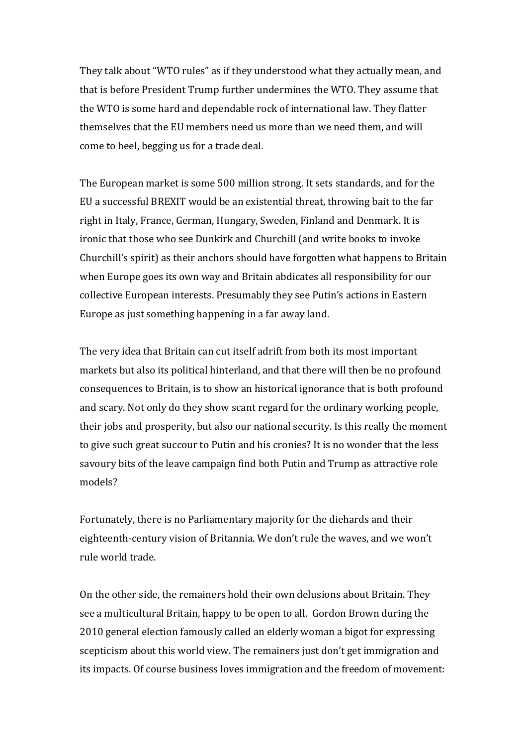They talk about "WTO rules" as if they understood what they actually mean, and that is before President Trump further undermines the WTO. They assume that the WTO is some hard and dependable rock of international law. They flatter themselves that the EU members need us more than we need them, and will come to heel, begging us for a trade deal.

The European market is some 500 million strong. It sets standards, and for the EU a successful BREXIT would be an existential threat, throwing bait to the far right in Italy, France, German, Hungary, Sweden, Finland and Denmark. It is ironic that those who see Dunkirk and Churchill (and write books to invoke Churchill's spirit) as their anchors should have forgotten what happens to Britain when Europe goes its own way and Britain abdicates all responsibility for our collective European interests. Presumably they see Putin's actions in Eastern Europe as just something happening in a far away land.

The very idea that Britain can cut itself adrift from both its most important markets but also its political hinterland, and that there will then be no profound consequences to Britain, is to show an historical ignorance that is both profound and scary. Not only do they show scant regard for the ordinary working people, their jobs and prosperity, but also our national security. Is this really the moment to give such great succour to Putin and his cronies? It is no wonder that the less savoury bits of the leave campaign find both Putin and Trump as attractive role models?

Fortunately, there is no Parliamentary majority for the diehards and their eighteenth-century vision of Britannia. We don't rule the waves, and we won't rule world trade.

On the other side, the remainers hold their own delusions about Britain. They see a multicultural Britain, happy to be open to all. Gordon Brown during the 2010 general election famously called an elderly woman a bigot for expressing scepticism about this world view. The remainers just don't get immigration and its impacts. Of course business loves immigration and the freedom of movement: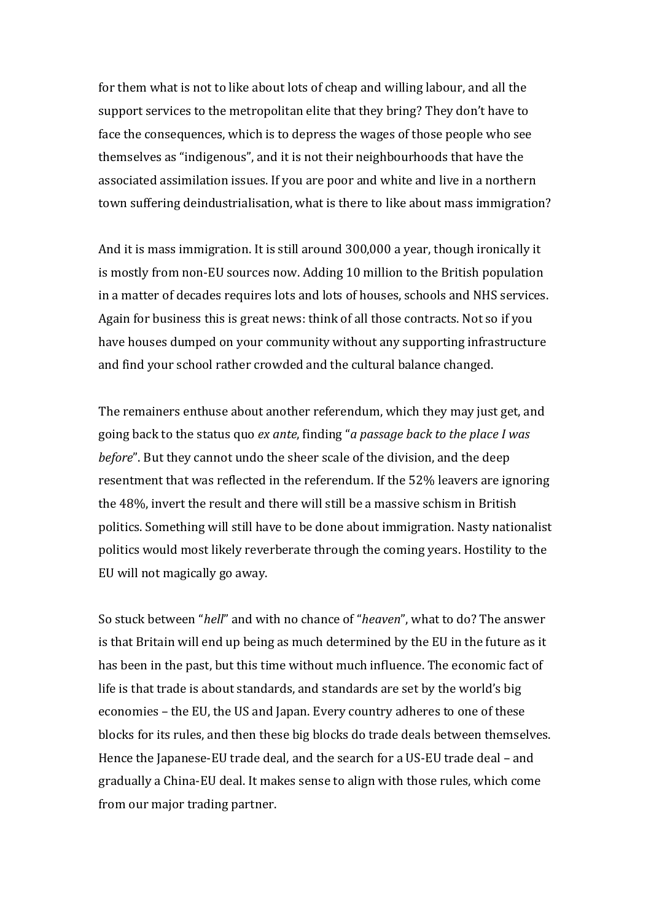for them what is not to like about lots of cheap and willing labour, and all the support services to the metropolitan elite that they bring? They don't have to face the consequences, which is to depress the wages of those people who see themselves as "indigenous", and it is not their neighbourhoods that have the associated assimilation issues. If you are poor and white and live in a northern town suffering deindustrialisation, what is there to like about mass immigration?

And it is mass immigration. It is still around 300,000 a year, though ironically it is mostly from non-EU sources now. Adding 10 million to the British population in a matter of decades requires lots and lots of houses, schools and NHS services. Again for business this is great news: think of all those contracts. Not so if you have houses dumped on your community without any supporting infrastructure and find your school rather crowded and the cultural balance changed.

The remainers enthuse about another referendum, which they may just get, and going back to the status quo *ex ante*, finding "*a passage back to the place I was before*". But they cannot undo the sheer scale of the division, and the deep resentment that was reflected in the referendum. If the 52% leavers are ignoring the 48%, invert the result and there will still be a massive schism in British politics. Something will still have to be done about immigration. Nasty nationalist politics would most likely reverberate through the coming years. Hostility to the EU will not magically go away.

So stuck between "*hell*" and with no chance of "*heaven*", what to do? The answer is that Britain will end up being as much determined by the EU in the future as it has been in the past, but this time without much influence. The economic fact of life is that trade is about standards, and standards are set by the world's big economies – the EU, the US and Japan. Every country adheres to one of these blocks for its rules, and then these big blocks do trade deals between themselves. Hence the Japanese-EU trade deal, and the search for a US-EU trade deal – and gradually a China-EU deal. It makes sense to align with those rules, which come from our major trading partner.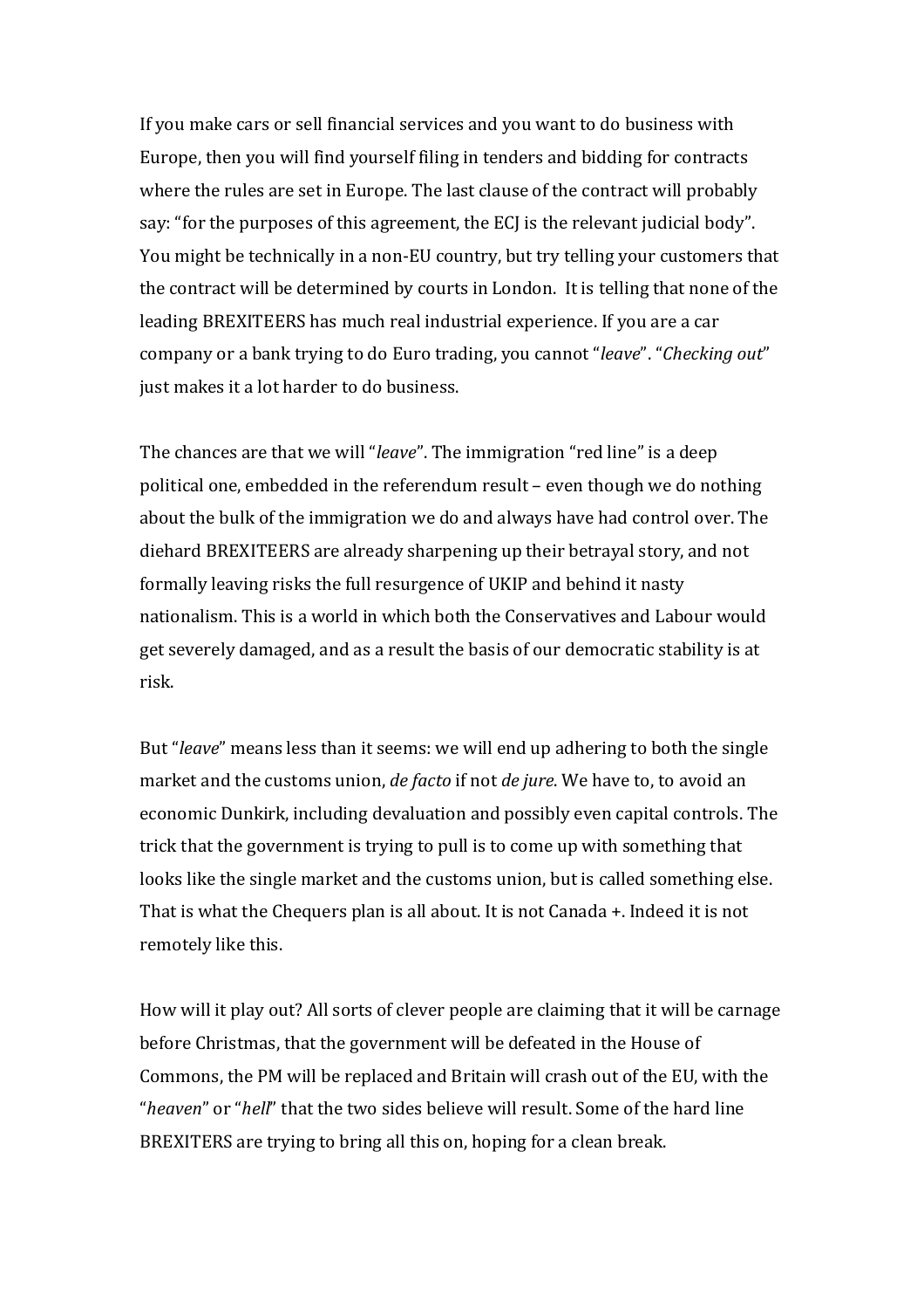If you make cars or sell financial services and you want to do business with Europe, then you will find yourself filing in tenders and bidding for contracts where the rules are set in Europe. The last clause of the contract will probably say: "for the purposes of this agreement, the ECJ is the relevant judicial body". You might be technically in a non-EU country, but try telling your customers that the contract will be determined by courts in London. It is telling that none of the leading BREXITEERS has much real industrial experience. If you are a car company or a bank trying to do Euro trading, you cannot "*leave*". "*Checking out*" just makes it a lot harder to do business.

The chances are that we will "*leave*". The immigration "red line" is a deep political one, embedded in the referendum result – even though we do nothing about the bulk of the immigration we do and always have had control over. The diehard BREXITEERS are already sharpening up their betrayal story, and not formally leaving risks the full resurgence of UKIP and behind it nasty nationalism. This is a world in which both the Conservatives and Labour would get severely damaged, and as a result the basis of our democratic stability is at risk.

But "*leave*" means less than it seems: we will end up adhering to both the single market and the customs union, *de facto* if not *de jure*. We have to, to avoid an economic Dunkirk, including devaluation and possibly even capital controls. The trick that the government is trying to pull is to come up with something that looks like the single market and the customs union, but is called something else. That is what the Chequers plan is all about. It is not Canada +. Indeed it is not remotely like this.

How will it play out? All sorts of clever people are claiming that it will be carnage before Christmas, that the government will be defeated in the House of Commons, the PM will be replaced and Britain will crash out of the EU, with the "*heaven*" or "*hell*" that the two sides believe will result. Some of the hard line BREXITERS are trying to bring all this on, hoping for a clean break.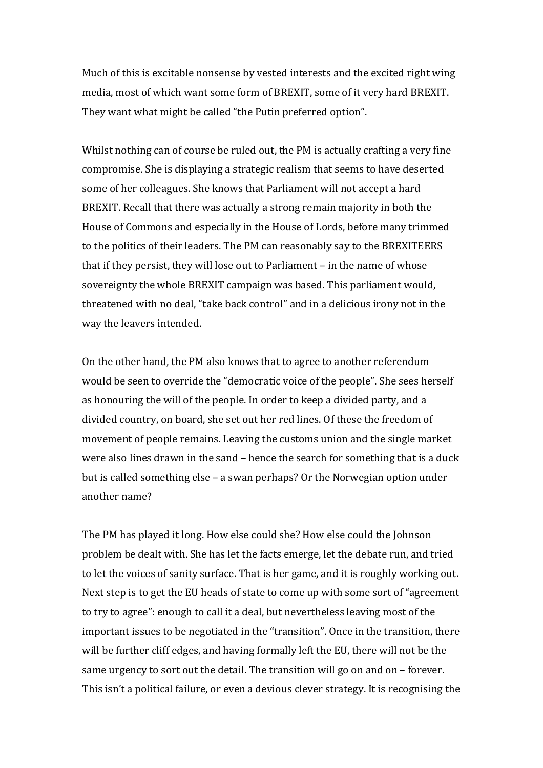Much of this is excitable nonsense by vested interests and the excited right wing media, most of which want some form of BREXIT, some of it very hard BREXIT. They want what might be called "the Putin preferred option".

Whilst nothing can of course be ruled out, the PM is actually crafting a very fine compromise. She is displaying a strategic realism that seems to have deserted some of her colleagues. She knows that Parliament will not accept a hard BREXIT. Recall that there was actually a strong remain majority in both the House of Commons and especially in the House of Lords, before many trimmed to the politics of their leaders. The PM can reasonably say to the BREXITEERS that if they persist, they will lose out to Parliament – in the name of whose sovereignty the whole BREXIT campaign was based. This parliament would, threatened with no deal, "take back control" and in a delicious irony not in the way the leavers intended.

On the other hand, the PM also knows that to agree to another referendum would be seen to override the "democratic voice of the people". She sees herself as honouring the will of the people. In order to keep a divided party, and a divided country, on board, she set out her red lines. Of these the freedom of movement of people remains. Leaving the customs union and the single market were also lines drawn in the sand – hence the search for something that is a duck but is called something else – a swan perhaps? Or the Norwegian option under another name?

The PM has played it long. How else could she? How else could the Johnson problem be dealt with. She has let the facts emerge, let the debate run, and tried to let the voices of sanity surface. That is her game, and it is roughly working out. Next step is to get the EU heads of state to come up with some sort of "agreement to try to agree": enough to call it a deal, but nevertheless leaving most of the important issues to be negotiated in the "transition". Once in the transition, there will be further cliff edges, and having formally left the EU, there will not be the same urgency to sort out the detail. The transition will go on and on – forever. This isn't a political failure, or even a devious clever strategy. It is recognising the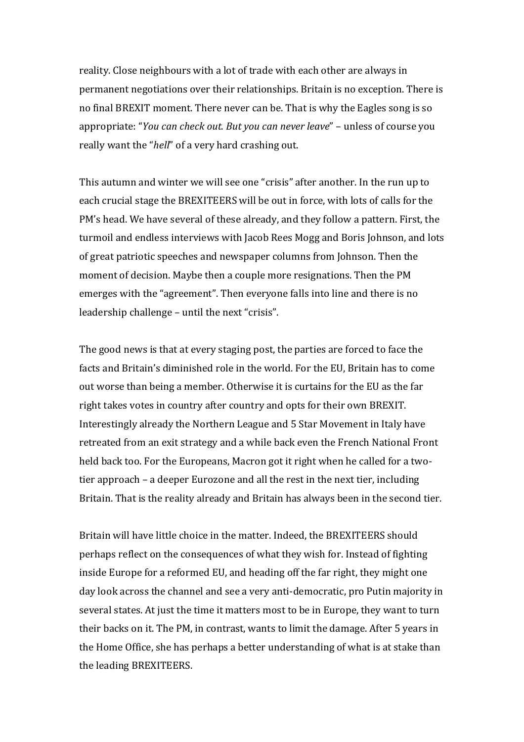reality. Close neighbours with a lot of trade with each other are always in permanent negotiations over their relationships. Britain is no exception. There is no final BREXIT moment. There never can be. That is why the Eagles song is so appropriate: "*You can check out. But you can never leave*" – unless of course you really want the "*hell*" of a very hard crashing out.

This autumn and winter we will see one "crisis" after another. In the run up to each crucial stage the BREXITEERS will be out in force, with lots of calls for the PM's head. We have several of these already, and they follow a pattern. First, the turmoil and endless interviews with Jacob Rees Mogg and Boris Johnson, and lots of great patriotic speeches and newspaper columns from Johnson. Then the moment of decision. Maybe then a couple more resignations. Then the PM emerges with the "agreement". Then everyone falls into line and there is no leadership challenge – until the next "crisis".

The good news is that at every staging post, the parties are forced to face the facts and Britain's diminished role in the world. For the EU, Britain has to come out worse than being a member. Otherwise it is curtains for the EU as the far right takes votes in country after country and opts for their own BREXIT. Interestingly already the Northern League and 5 Star Movement in Italy have retreated from an exit strategy and a while back even the French National Front held back too. For the Europeans, Macron got it right when he called for a two-tier approach – a deeper Eurozone and all the rest in the next tier, including Britain. That is the reality already and Britain has always been in the second tier.

Britain will have little choice in the matter. Indeed, the BREXITEERS should perhaps reflect on the consequences of what they wish for. Instead of fighting inside Europe for a reformed EU, and heading off the far right, they might one day look across the channel and see a very anti-democratic, pro Putin majority in several states. At just the time it matters most to be in Europe, they want to turn their backs on it. The PM, in contrast, wants to limit the damage. After 5 years in the Home Office, she has perhaps a better understanding of what is at stake than the leading BREXITEERS.